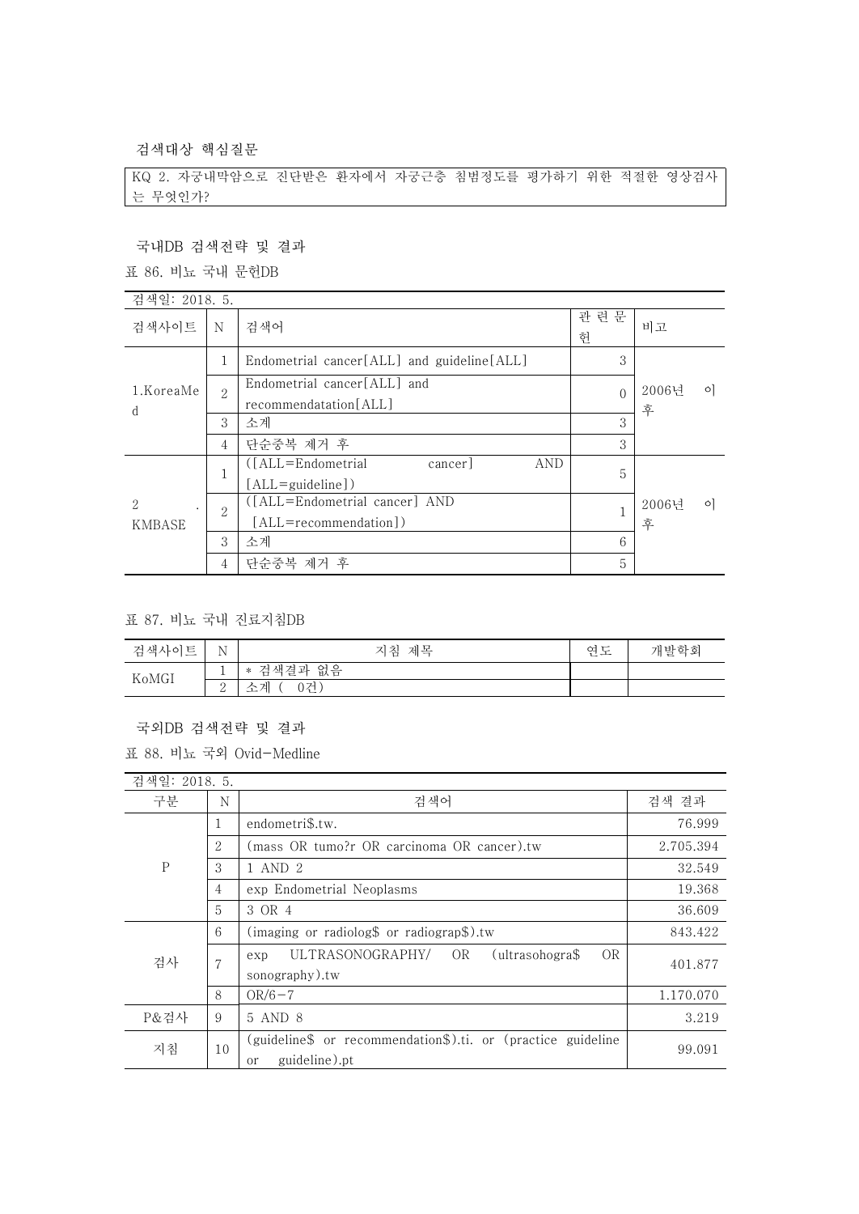### 검색대상 핵심질문

| KQ 2. 자궁내막암으로 진단받은 환자에서 자궁근층 침범정도를 평가하기 위한 적절한 영상검사는 무엇인가? |
|---|

### 국내DB 검색전략 및 결과

표 86. 비뇨 국내 문헌DB

| 검색일: 2018. 5. | | | | |
|---|---|---|---|---|
| 검색사이트 | N | 검색어 | 관련문헌 | 비고 |
| 1.KoreaMed | 1 | Endometrial cancer[ALL] and guideline[ALL] | 3 | 2006년 이후 |
| | 2 | Endometrial cancer[ALL] and recommendatation[ALL] | 0 | |
| | 3 | 소계 | 3 | |
| | 4 | 단순중복 제거 후 | 3 | |
| 2. KMBASE | 1 | ([ALL=Endometrial cancer] AND [ALL=guideline]) | 5 | 2006년 이후 |
| | 2 | ([ALL=Endometrial cancer] AND [ALL=recommendation]) | 1 | |
| | 3 | 소계 | 6 | |
| | 4 | 단순중복 제거 후 | 5 | |

표 87. 비뇨 국내 진료지침DB

| 검색사이트 | N | 지침 제목 | 연도 | 개발학회 |
|---|---|---|---|---|
| KoMGI | 1 | * 검색결과 없음 | | |
| | 2 | 소계 ( 0건) | | |

### 국외DB 검색전략 및 결과

표 88. 비뇨 국외 Ovid-Medline

| 검색일: 2018. 5. | | | |
|---|---|---|---|
| 구분 | N | 검색어 | 검색 결과 |
| P | 1 | endometri$.tw. | 76.999 |
| | 2 | (mass OR tumo?r OR carcinoma OR cancer).tw | 2.705.394 |
| | 3 | 1 AND 2 | 32.549 |
| | 4 | exp Endometrial Neoplasms | 19.368 |
| | 5 | 3 OR 4 | 36.609 |
| 검사 | 6 | (imaging or radiolog$ or radiograp$).tw | 843.422 |
| | 7 | exp ULTRASONOGRAPHY/ OR (ultrasohogra$ OR sonography).tw | 401.877 |
| | 8 | OR/6-7 | 1.170.070 |
| P&검사 | 9 | 5 AND 8 | 3.219 |
| 지침 | 10 | (guideline$ or recommendation$).ti. or (practice guideline or guideline).pt | 99.091 |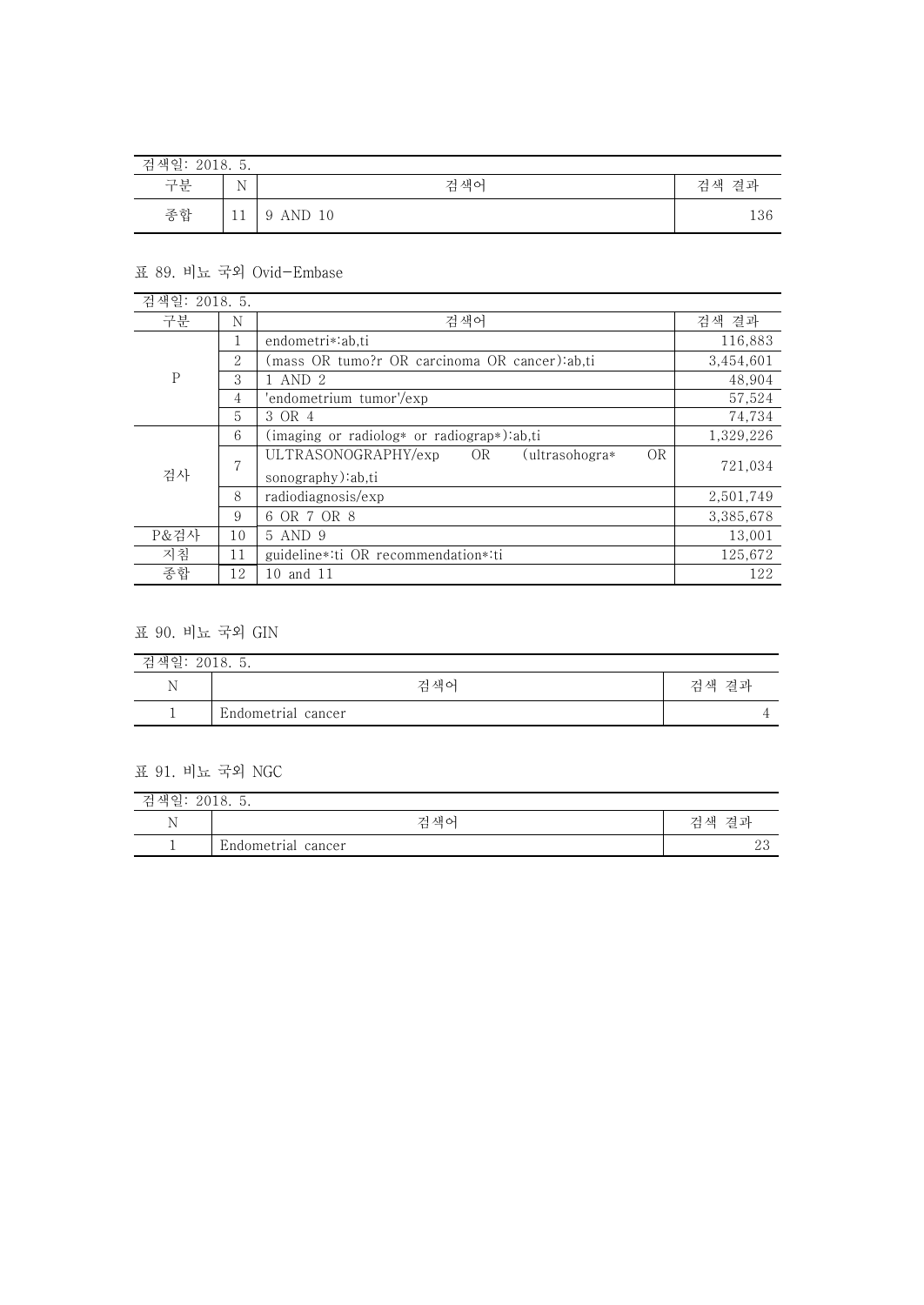| 검색일: 2018. 5. | | | |
|---|---|---|---|
| 구분 | N | 검색어 | 검색 결과 |
| 종합 | 11 | 9 AND 10 | 136 |

표 89. 비뇨 국외 Ovid-Embase

| 검색일: 2018. 5. | | | |
|---|---|---|---|
| 구분 | N | 검색어 | 검색 결과 |
| P | 1 | endometri*:ab,ti | 116,883 |
| | 2 | (mass OR tumo?r OR carcinoma OR cancer):ab,ti | 3,454,601 |
| | 3 | 1 AND 2 | 48,904 |
| | 4 | 'endometrium tumor'/exp | 57,524 |
| | 5 | 3 OR 4 | 74,734 |
| 검사 | 6 | (imaging or radiolog* or radiograp*):ab,ti | 1,329,226 |
| | 7 | ULTRASONOGRAPHY/exp OR (ultrasohogra* OR sonography):ab,ti | 721,034 |
| | 8 | radiodiagnosis/exp | 2,501,749 |
| | 9 | 6 OR 7 OR 8 | 3,385,678 |
| P&검사 | 10 | 5 AND 9 | 13,001 |
| 지침 | 11 | guideline*:ti OR recommendation*:ti | 125,672 |
| 종합 | 12 | 10 and 11 | 122 |

표 90. 비뇨 국외 GIN

| 검색일: 2018. 5. | | |
|---|---|---|
| N | 검색어 | 검색 결과 |
| 1 | Endometrial cancer | 4 |

표 91. 비뇨 국외 NGC

| 검색일: 2018. 5. | | |
|---|---|---|
| N | 검색어 | 검색 결과 |
| 1 | Endometrial cancer | 23 |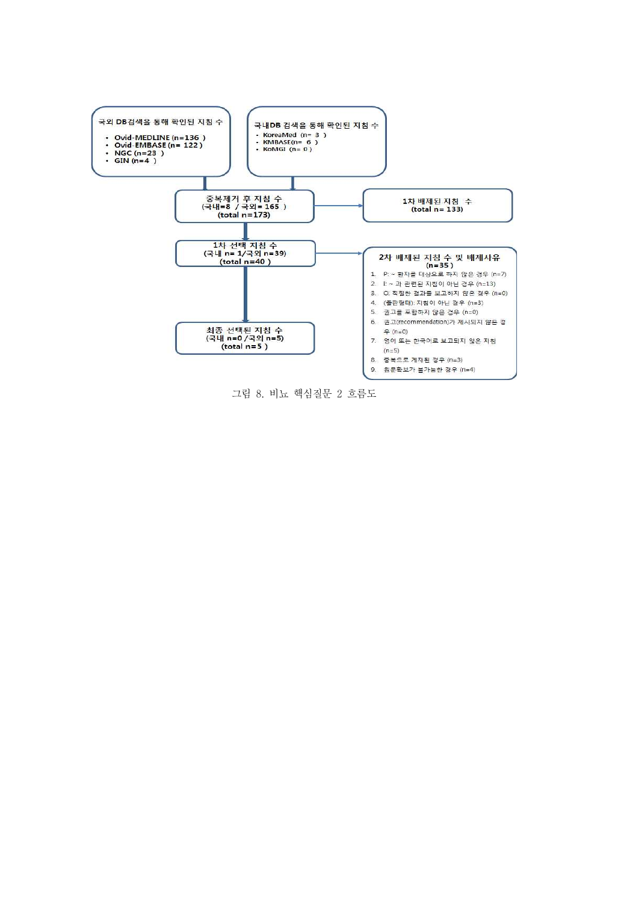국외 DB검색을 통해 확인된 지침 수

- Ovid-MEDLINE (n=136 )
- Ovid-EMBASE (n= 122 )
- NGC (n=23 )
- GIN (n=4 )

국내DB 검색을 통해 확인된 지침 수

- KoreaMed (n= 3 )
- KMBASE(n= 6 )
- KoMGI (n= 0 )

중복제거 후 지침 수
(국내=8 / 국외= 165 )
(total n=173)

1차 배제된 지침 수
(total n= 133)

1차 선택 지침 수
(국내 n= 1/국외 n=39)
(total n=40 )

2차 배제된 지침 수 및 배제사유
(n=35 )

1. P: ~ 환자를 대상으로 하지 않은 경우 (n=7)
2. I: ~ 과 관련된 지침이 아닌 경우 (n=13)
3. O: 적절한 결과를 보고하지 않은 경우 (n=0)
4. (출판형태): 지침이 아닌 경우 (n=3)
5. 권고를 포함하지 않은 경우 (n=0)
6. 권고(recommendation)가 제시되지 않은 경우 (n=0)
7. 영어 또는 한국어로 보고되지 않은 지침 (n=5)
8. 중복으로 게재된 경우 (n=3)
9. 원문확보가 불가능한 경우 (n=4)

최종 선택된 지침 수
(국내 n=0 /국외 n=5)
(total n=5 )

그림 8. 비뇨 핵심질문 2 흐름도